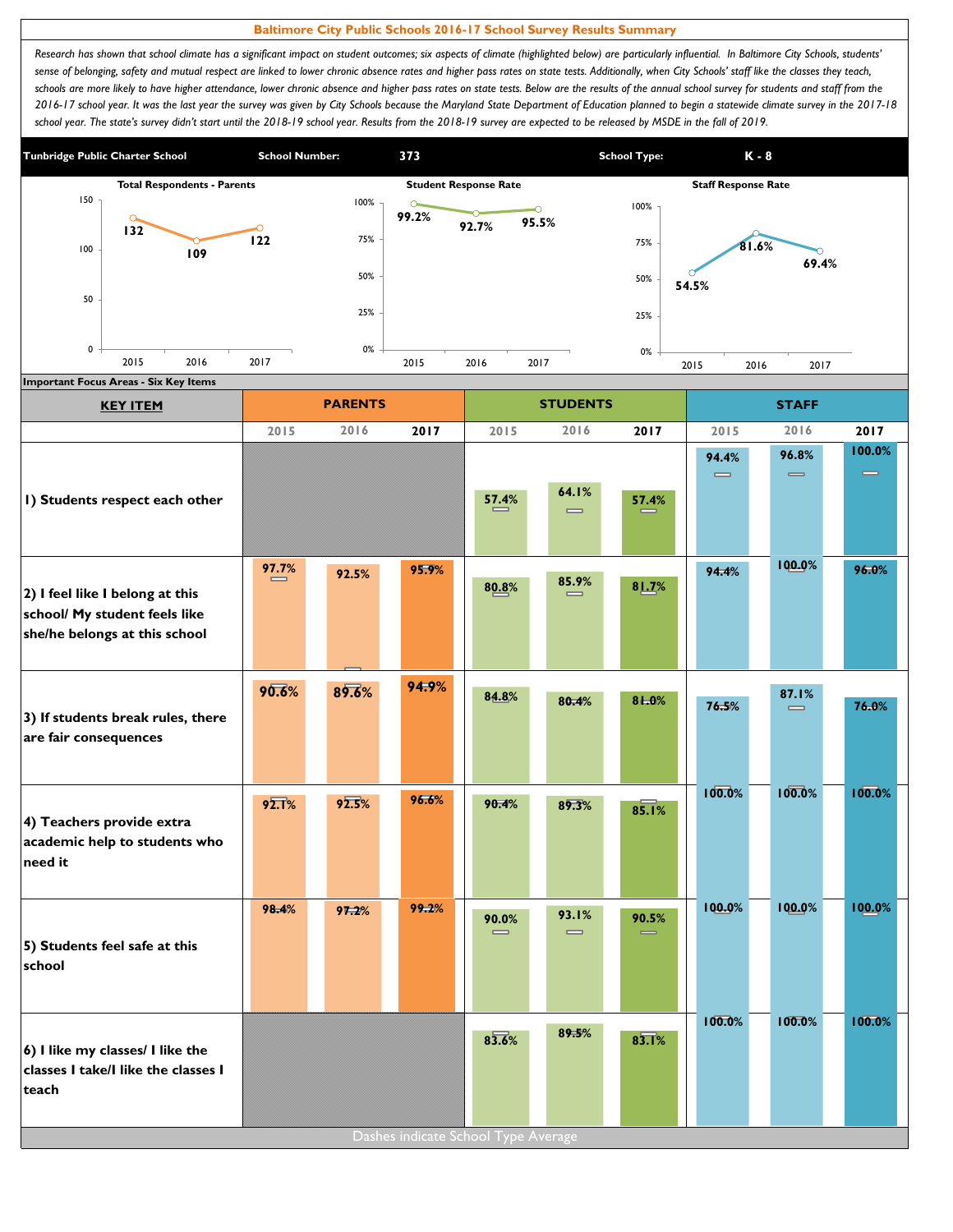# Baltimore City Public Schools 2016-17 School Survey Results Summary

*Research has shown that school climate has a significant impact on student outcomes; six aspects of climate (highlighted below) are particularly influential. In Baltimore City Schools, students' sense of belonging, safety and mutual respect are linked to lower chronic absence rates and higher pass rates on state tests. Additionally, when City Schools' staff like the classes they teach, schools are more likely to have higher attendance, lower chronic absence and higher pass rates on state tests. Below are the results of the annual school survey for students and staff from the 2016-17 school year. It was the last year the survey was given by City Schools because the Maryland State Department of Education planned to begin a statewide climate survey in the 2017-18 school year. The state's survey didn't start until the 2018-19 school year. Results from the 2018-19 survey are expected to be released by MSDE in the fall of 2019.*

**Tunbridge Public Charter School** | **School Number:** 373 | **School Type:** K - 8

| | 2015 | 2016 | 2017 |
|---|---|---|---|
| Total Respondents - Parents | 132 | 109 | 122 |
| Student Response Rate | 99.2% | 92.7% | 95.5% |
| Staff Response Rate | 54.5% | 81.6% | 69.4% |

**Important Focus Areas - Six Key Items**

| KEY ITEM | PARENTS 2015 | PARENTS 2016 | PARENTS 2017 | STUDENTS 2015 | STUDENTS 2016 | STUDENTS 2017 | STAFF 2015 | STAFF 2016 | STAFF 2017 |
|---|---|---|---|---|---|---|---|---|---|
| 1) Students respect each other | | | | 57.4% | 64.1% | 57.4% | 94.4% | 96.8% | 100.0% |
| 2) I feel like I belong at this school/ My student feels like she/he belongs at this school | 97.7% | 92.5% | 95.9% | 80.8% | 85.9% | 81.7% | 94.4% | 100.0% | 96.0% |
| 3) If students break rules, there are fair consequences | 90.6% | 89.6% | 94.9% | 84.8% | 80.4% | 81.0% | 76.5% | 87.1% | 76.0% |
| 4) Teachers provide extra academic help to students who need it | 92.1% | 92.5% | 96.6% | 90.4% | 89.3% | 85.1% | 100.0% | 100.0% | 100.0% |
| 5) Students feel safe at this school | 98.4% | 97.2% | 99.2% | 90.0% | 93.1% | 90.5% | 100.0% | 100.0% | 100.0% |
| 6) I like my classes/ I like the classes I take/I like the classes I teach | | | | 83.6% | 89.5% | 83.1% | 100.0% | 100.0% | 100.0% |

Dashes indicate School Type Average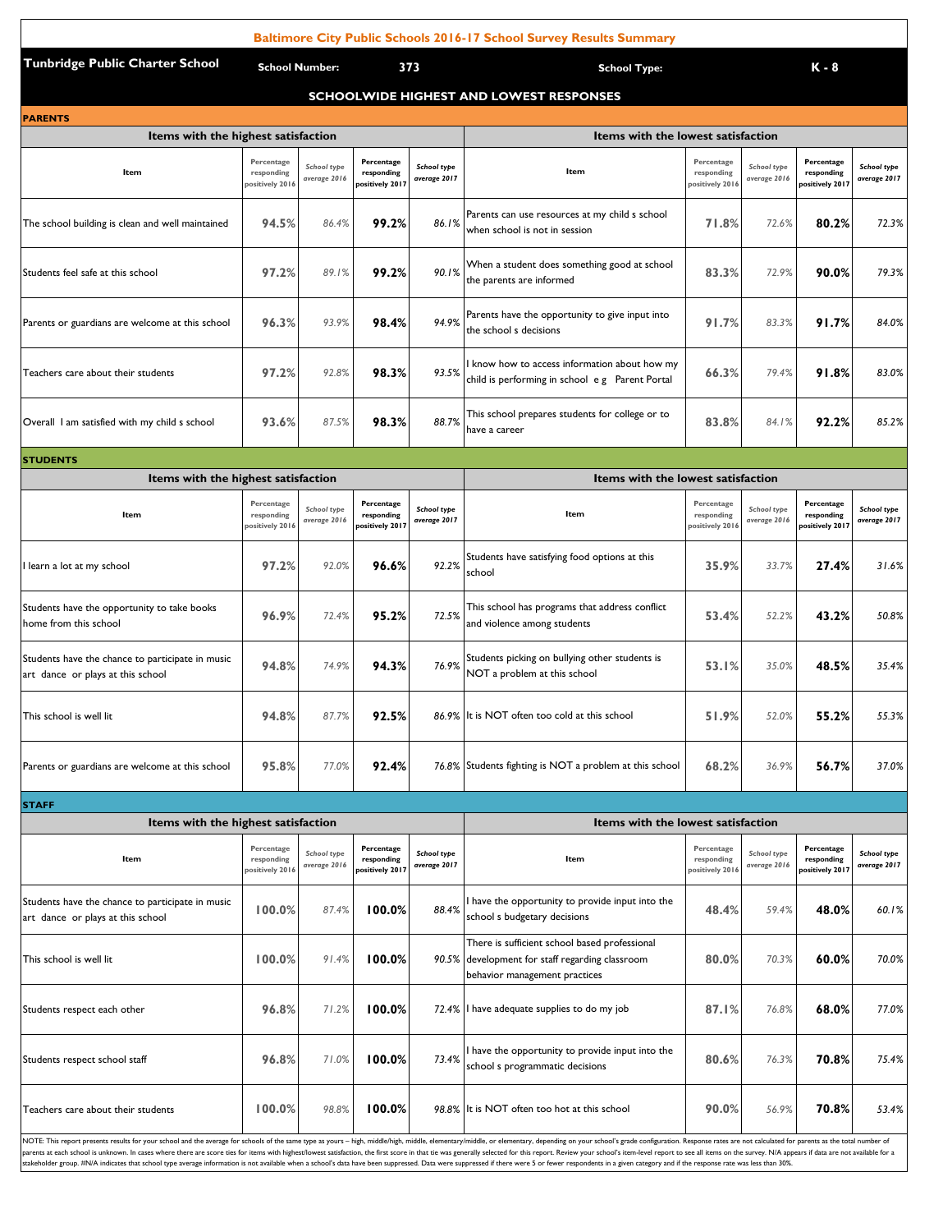# Baltimore City Public Schools 2016-17 School Survey Results Summary

**Tunbridge Public Charter School** | **School Number:** 373 | **School Type:** K - 8

## SCHOOLWIDE HIGHEST AND LOWEST RESPONSES

### PARENTS

| Items with the highest satisfaction | | | | | Items with the lowest satisfaction | | | | |
|---|---|---|---|---|---|---|---|---|---|
| Item | Percentage responding positively 2016 | School type average 2016 | Percentage responding positively 2017 | School type average 2017 | Item | Percentage responding positively 2016 | School type average 2016 | Percentage responding positively 2017 | School type average 2017 |
| The school building is clean and well maintained | 94.5% | 86.4% | 99.2% | 86.1% | Parents can use resources at my child s school when school is not in session | 71.8% | 72.6% | 80.2% | 72.3% |
| Students feel safe at this school | 97.2% | 89.1% | 99.2% | 90.1% | When a student does something good at school the parents are informed | 83.3% | 72.9% | 90.0% | 79.3% |
| Parents or guardians are welcome at this school | 96.3% | 93.9% | 98.4% | 94.9% | Parents have the opportunity to give input into the school s decisions | 91.7% | 83.3% | 91.7% | 84.0% |
| Teachers care about their students | 97.2% | 92.8% | 98.3% | 93.5% | I know how to access information about how my child is performing in school e g Parent Portal | 66.3% | 79.4% | 91.8% | 83.0% |
| Overall I am satisfied with my child s school | 93.6% | 87.5% | 98.3% | 88.7% | This school prepares students for college or to have a career | 83.8% | 84.1% | 92.2% | 85.2% |

### STUDENTS

| Items with the highest satisfaction | | | | | Items with the lowest satisfaction | | | | |
|---|---|---|---|---|---|---|---|---|---|
| Item | Percentage responding positively 2016 | School type average 2016 | Percentage responding positively 2017 | School type average 2017 | Item | Percentage responding positively 2016 | School type average 2016 | Percentage responding positively 2017 | School type average 2017 |
| I learn a lot at my school | 97.2% | 92.0% | 96.6% | 92.2% | Students have satisfying food options at this school | 35.9% | 33.7% | 27.4% | 31.6% |
| Students have the opportunity to take books home from this school | 96.9% | 72.4% | 95.2% | 72.5% | This school has programs that address conflict and violence among students | 53.4% | 52.2% | 43.2% | 50.8% |
| Students have the chance to participate in music art dance or plays at this school | 94.8% | 74.9% | 94.3% | 76.9% | Students picking on bullying other students is NOT a problem at this school | 53.1% | 35.0% | 48.5% | 35.4% |
| This school is well lit | 94.8% | 87.7% | 92.5% | 86.9% | It is NOT often too cold at this school | 51.9% | 52.0% | 55.2% | 55.3% |
| Parents or guardians are welcome at this school | 95.8% | 77.0% | 92.4% | 76.8% | Students fighting is NOT a problem at this school | 68.2% | 36.9% | 56.7% | 37.0% |

### STAFF

| Items with the highest satisfaction | | | | | Items with the lowest satisfaction | | | | |
|---|---|---|---|---|---|---|---|---|---|
| Item | Percentage responding positively 2016 | School type average 2016 | Percentage responding positively 2017 | School type average 2017 | Item | Percentage responding positively 2016 | School type average 2016 | Percentage responding positively 2017 | School type average 2017 |
| Students have the chance to participate in music art dance or plays at this school | 100.0% | 87.4% | 100.0% | 88.4% | I have the opportunity to provide input into the school s budgetary decisions | 48.4% | 59.4% | 48.0% | 60.1% |
| This school is well lit | 100.0% | 91.4% | 100.0% | 90.5% | There is sufficient school based professional development for staff regarding classroom behavior management practices | 80.0% | 70.3% | 60.0% | 70.0% |
| Students respect each other | 96.8% | 71.2% | 100.0% | 72.4% | I have adequate supplies to do my job | 87.1% | 76.8% | 68.0% | 77.0% |
| Students respect school staff | 96.8% | 71.0% | 100.0% | 73.4% | I have the opportunity to provide input into the school s programmatic decisions | 80.6% | 76.3% | 70.8% | 75.4% |
| Teachers care about their students | 100.0% | 98.8% | 100.0% | 98.8% | It is NOT often too hot at this school | 90.0% | 56.9% | 70.8% | 53.4% |

NOTE: This report presents results for your school and the average for schools of the same type as yours – high, middle/high, middle, elementary/middle, or elementary, depending on your school's grade configuration. Response rates are not calculated for parents as the total number of parents at each school is unknown. In cases where there are score ties for items with highest/lowest satisfaction, the first score in that tie was generally selected for this report. Review your school's item-level report to see all items on the survey. N/A appears if data are not available for a stakeholder group. #N/A indicates that school type average information is not available when a school's data have been suppressed. Data were suppressed if there were 5 or fewer respondents in a given category and if the response rate was less than 30%.